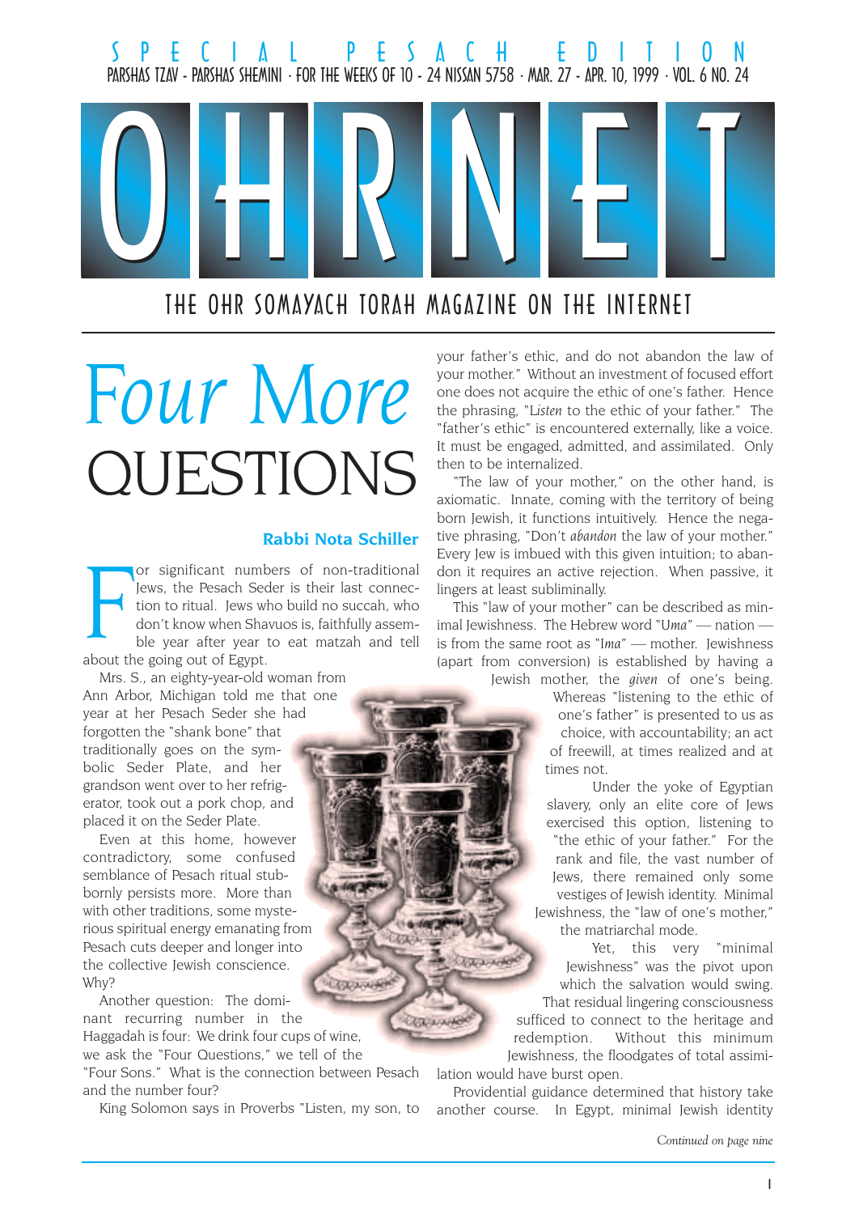SPECIAL PESACH EDITION

PARSHAS TZAV - PARSHAS SHEMINI · FOR THE WEEKS OF 10 - 24 NISSAN 5758 · MAR. 27 - APR. 10, 1999 · VOL. 6 NO. 24

# OHRNET

THE OHR SOMAYACH TORAH MAGAZINE ON THE INTERNET

# *Four More* QUESTIONS

**Rabbi Nota Schiller**

For significant numbers of non-traditional Jews, the Pesach Seder is their last connection to ritual. Jews who build no succah, who don't know when Shavuos is, faithfully assemble year after year to eat matzah and tell about the going out of Egypt.

Mrs. S., an eighty-year-old woman from Ann Arbor, Michigan told me that one year at her Pesach Seder she had forgotten the "shank bone" that traditionally goes on the symbolic Seder Plate, and her grandson went over to her refrigerator, took out a pork chop, and placed it on the Seder Plate.

Even at this home, however contradictory, some confused semblance of Pesach ritual stubbornly persists more. More than with other traditions, some mysterious spiritual energy emanating from Pesach cuts deeper and longer into the collective Jewish conscience. Why?

Another question: The dominant recurring number in the Haggadah is four: We drink four cups of wine, we ask the "Four Questions," we tell of the "Four Sons." What is the connection between Pesach and the number four?

King Solomon says in Proverbs "Listen, my son, to your father's ethic, and do not abandon the law of your mother." Without an investment of focused effort one does not acquire the ethic of one's father. Hence the phrasing, "*Listen* to the ethic of your father." The "father's ethic" is encountered externally, like a voice. It must be engaged, admitted, and assimilated. Only then to be internalized.

"The law of your mother," on the other hand, is axiomatic. Innate, coming with the territory of being born Jewish, it functions intuitively. Hence the negative phrasing, "Don't *abandon* the law of your mother." Every Jew is imbued with this given intuition; to abandon it requires an active rejection. When passive, it lingers at least subliminally.

This "law of your mother" can be described as minimal Jewishness. The Hebrew word "*Uma*" — nation — is from the same root as "*Ima*" — mother. Jewishness (apart from conversion) is established by having a Jewish mother, the *given* of one's being. Whereas "listening to the ethic of one's father" is presented to us as choice, with accountability; an act of freewill, at times realized and at times not.

Under the yoke of Egyptian slavery, only an elite core of Jews exercised this option, listening to "the ethic of your father." For the rank and file, the vast number of Jews, there remained only some vestiges of Jewish identity. Minimal Jewishness, the "law of one's mother," the matriarchal mode.

Yet, this very "minimal Jewishness" was the pivot upon which the salvation would swing. That residual lingering consciousness sufficed to connect to the heritage and redemption. Without this minimum Jewishness, the floodgates of total assimilation would have burst open.

Providential guidance determined that history take another course. In Egypt, minimal Jewish identity

*Continued on page nine*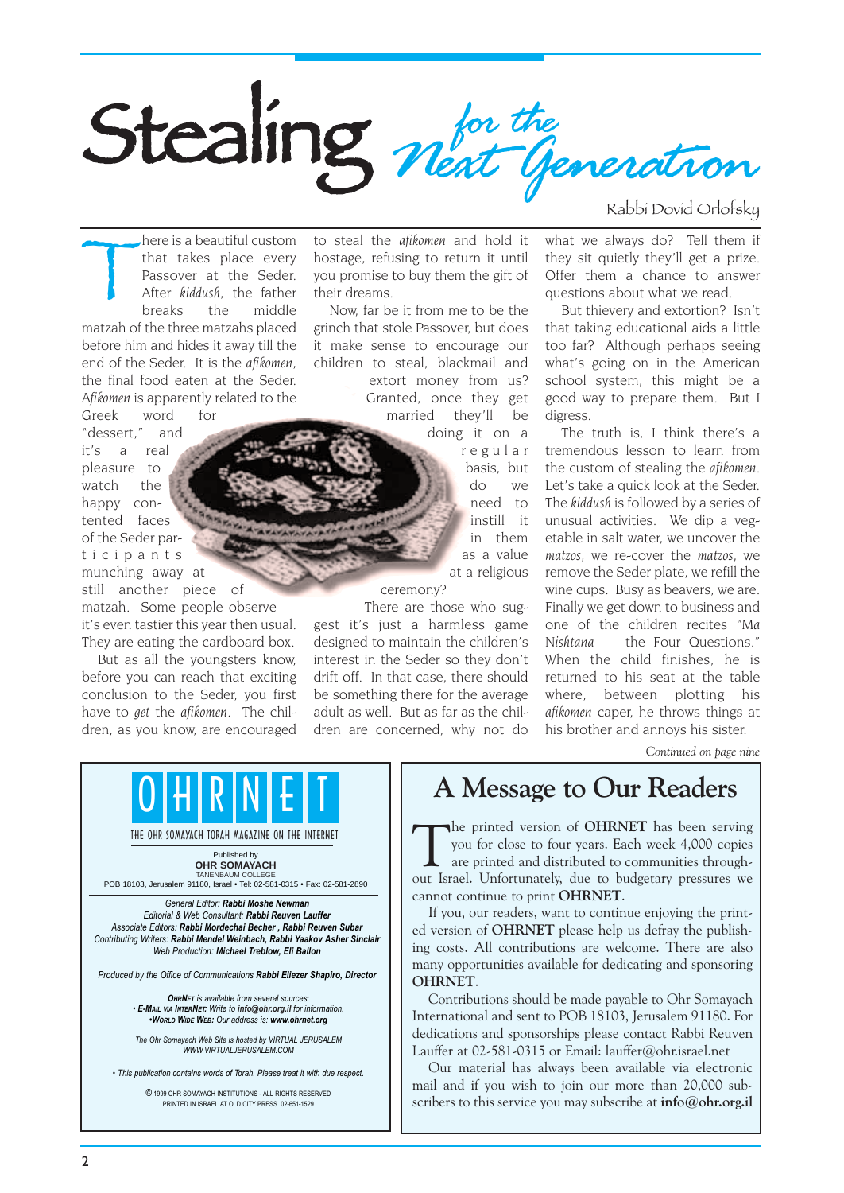# Stealing *for the Next Generation*

Rabbi Dovid Orlofsky

There is a beautiful custom that takes place every Passover at the Seder. After *kiddush*, the father breaks the middle matzah of the three matzahs placed before him and hides it away till the end of the Seder. It is the *afikomen*, the final food eaten at the Seder. *Afikomen* is apparently related to the Greek word for "dessert," and it's a real pleasure to watch the happy contented faces of the Seder participants munching away at still another piece of matzah. Some people observe it's even tastier this year then usual. They are eating the cardboard box.

But as all the youngsters know, before you can reach that exciting conclusion to the Seder, you first have to *get* the *afikomen*. The children, as you know, are encouraged to steal the *afikomen* and hold it hostage, refusing to return it until you promise to buy them the gift of their dreams.

Now, far be it from me to be the grinch that stole Passover, but does it make sense to encourage our children to steal, blackmail and extort money from us? Granted, once they get married they'll be doing it on a regular basis, but do we need to instill it in them as a value at a religious ceremony?

There are those who suggest it's just a harmless game designed to maintain the children's interest in the Seder so they don't drift off. In that case, there should be something there for the average adult as well. But as far as the children are concerned, why not do what we always do? Tell them if they sit quietly they'll get a prize. Offer them a chance to answer questions about what we read.

But thievery and extortion? Isn't that taking educational aids a little too far? Although perhaps seeing what's going on in the American school system, this might be a good way to prepare them. But I digress.

The truth is, I think there's a tremendous lesson to learn from the custom of stealing the *afikomen*. Let's take a quick look at the Seder. The *kiddush* is followed by a series of unusual activities. We dip a vegetable in salt water, we uncover the *matzos*, we re-cover the *matzos*, we remove the Seder plate, we refill the wine cups. Busy as beavers, we are. Finally we get down to business and one of the children recites "*Ma Nishtana* — the Four Questions." When the child finishes, he is returned to his seat at the table where, between plotting his *afikomen* caper, he throws things at his brother and annoys his sister.

*Continued on page nine*

---

# OHRNET

THE OHR SOMAYACH TORAH MAGAZINE ON THE INTERNET

Published by
**OHR SOMAYACH**
TANENBAUM COLLEGE
POB 18103, Jerusalem 91180, Israel • Tel: 02-581-0315 • Fax: 02-581-2890

*General Editor:* ***Rabbi Moshe Newman***
*Editorial & Web Consultant:* ***Rabbi Reuven Lauffer***
*Associate Editors:* ***Rabbi Mordechai Becher , Rabbi Reuven Subar***
*Contributing Writers:* ***Rabbi Mendel Weinbach, Rabbi Yaakov Asher Sinclair***
*Web Production:* ***Michael Treblow, Eli Ballon***

*Produced by the Office of Communications* ***Rabbi Eliezer Shapiro, Director***

***OHRNET*** *is available from several sources:*
*•* ***E-Mail via InterNet:*** *Write to* ***info@ohr.org.il*** *for information.*
*•****World Wide Web:*** *Our address is:* ***www.ohrnet.org***

*The Ohr Somayach Web Site is hosted by VIRTUAL JERUSALEM*
*WWW.VIRTUALJERUSALEM.COM*

*• This publication contains words of Torah. Please treat it with due respect.*

© 1999 OHR SOMAYACH INSTITUTIONS - ALL RIGHTS RESERVED
PRINTED IN ISRAEL AT OLD CITY PRESS 02-651-1529

---

## A Message to Our Readers

The printed version of **OHRNET** has been serving you for close to four years. Each week 4,000 copies are printed and distributed to communities throughout Israel. Unfortunately, due to budgetary pressures we cannot continue to print **OHRNET**.

If you, our readers, want to continue enjoying the printed version of **OHRNET** please help us defray the publishing costs. All contributions are welcome. There are also many opportunities available for dedicating and sponsoring **OHRNET**.

Contributions should be made payable to Ohr Somayach International and sent to POB 18103, Jerusalem 91180. For dedications and sponsorships please contact Rabbi Reuven Lauffer at 02-581-0315 or Email: lauffer@ohr.israel.net

Our material has always been available via electronic mail and if you wish to join our more than 20,000 subscribers to this service you may subscribe at **info@ohr.org.il**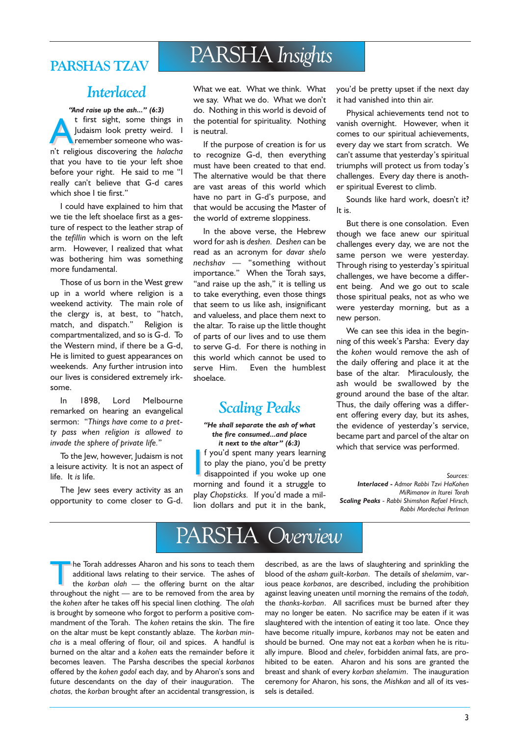# PARSHAS TZAV

# PARSHA *Insights*

## *Interlaced*

***"And raise up the ash..." (6:3)***

At first sight, some things in Judaism look pretty weird. I remember someone who wasn't religious discovering the *halacha* that you have to tie your left shoe before your right. He said to me "I really can't believe that G-d cares which shoe I tie first."

I could have explained to him that we tie the left shoelace first as a gesture of respect to the leather strap of the *tefillin* which is worn on the left arm. However, I realized that what was bothering him was something more fundamental.

Those of us born in the West grew up in a world where religion is a weekend activity. The main role of the clergy is, at best, to "hatch, match, and dispatch." Religion is compartmentalized, and so is G-d. To the Western mind, if there be a G-d, He is limited to guest appearances on weekends. Any further intrusion into our lives is considered extremely irksome.

In 1898, Lord Melbourne remarked on hearing an evangelical sermon: *"Things have come to a pretty pass when religion is allowed to invade the sphere of private life."*

To the Jew, however, Judaism is not a leisure activity. It is not an aspect of life. It *is* life.

The Jew sees every activity as an opportunity to come closer to G-d. What we eat. What we think. What we say. What we do. What we don't do. Nothing in this world is devoid of the potential for spirituality. Nothing is neutral.

If the purpose of creation is for us to recognize G-d, then everything must have been created to that end. The alternative would be that there are vast areas of this world which have no part in G-d's purpose, and that would be accusing the Master of the world of extreme sloppiness.

In the above verse, the Hebrew word for ash is *deshen*. *Deshen* can be read as an acronym for *davar shelo nechshav* — "something without importance." When the Torah says, "and raise up the ash," it is telling us to take everything, even those things that seem to us like ash, insignificant and valueless, and place them next to the altar. To raise up the little thought of parts of our lives and to use them to serve G-d. For there is nothing in this world which cannot be used to serve Him. Even the humblest shoelace.

## *Scaling Peaks*

***"He shall separate the ash of what the fire consumed...and place it next to the altar" (6:3)***

If you'd spent many years learning to play the piano, you'd be pretty disappointed if you woke up one morning and found it a struggle to play *Chopsticks*. If you'd made a million dollars and put it in the bank, you'd be pretty upset if the next day it had vanished into thin air.

Physical achievements tend not to vanish overnight. However, when it comes to our spiritual achievements, every day we start from scratch. We can't assume that yesterday's spiritual triumphs will protect us from today's challenges. Every day there is another spiritual Everest to climb.

Sounds like hard work, doesn't it? It is.

But there is one consolation. Even though we face anew our spiritual challenges every day, we are not the same person we were yesterday. Through rising to yesterday's spiritual challenges, we have become a different being. And we go out to scale those spiritual peaks, not as who we were yesterday morning, but as a new person.

We can see this idea in the beginning of this week's Parsha: Every day the *kohen* would remove the ash of the daily offering and place it at the base of the altar. Miraculously, the ash would be swallowed by the ground around the base of the altar. Thus, the daily offering was a different offering every day, but its ashes, the evidence of yesterday's service, became part and parcel of the altar on which that service was performed.

*Sources:*
***Interlaced*** *- Admor Rabbi Tzvi HaKohen MiRimanov in Iturei Torah*
***Scaling Peaks*** *- Rabbi Shimshon Rafael Hirsch, Rabbi Mordechai Perlman*

# PARSHA *Overview*

The Torah addresses Aharon and his sons to teach them additional laws relating to their service. The ashes of the *korban olah* — the offering burnt on the altar throughout the night — are to be removed from the area by the *kohen* after he takes off his special linen clothing. The *olah* is brought by someone who forgot to perform a positive commandment of the Torah. The *kohen* retains the skin. The fire on the altar must be kept constantly ablaze. The *korban mincha* is a meal offering of flour, oil and spices. A handful is burned on the altar and a *kohen* eats the remainder before it becomes leaven. The Parsha describes the special *korbanos* offered by the *kohen gadol* each day, and by Aharon's sons and future descendants on the day of their inauguration. The *chatas,* the *korban* brought after an accidental transgression, is described, as are the laws of slaughtering and sprinkling the blood of the *asham guilt-korban*. The details of *shelamim*, various peace *korbanos*, are described, including the prohibition against leaving uneaten until morning the remains of the *todah,* the *thanks-korban*. All sacrifices must be burned after they may no longer be eaten. No sacrifice may be eaten if it was slaughtered with the intention of eating it too late. Once they have become ritually impure, *korbanos* may not be eaten and should be burned. One may not eat a *korban* when he is ritually impure. Blood and *chelev*, forbidden animal fats, are prohibited to be eaten. Aharon and his sons are granted the breast and shank of every *korban shelamim*. The inauguration ceremony for Aharon, his sons, the *Mishkan* and all of its vessels is detailed.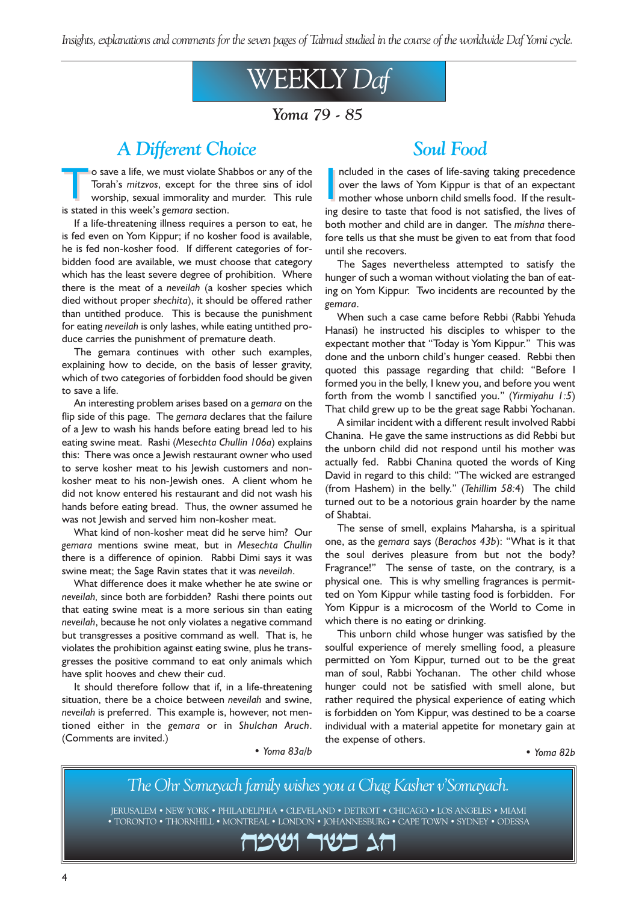*Insights, explanations and comments for the seven pages of Talmud studied in the course of the worldwide Daf Yomi cycle.*

# WEEKLY *Daf*

### *Yoma 79 - 85*

## *A Different Choice*

To save a life, we must violate Shabbos or any of the Torah's *mitzvos*, except for the three sins of idol worship, sexual immorality and murder. This rule is stated in this week's *gemara* section.

If a life-threatening illness requires a person to eat, he is fed even on Yom Kippur; if no kosher food is available, he is fed non-kosher food. If different categories of forbidden food are available, we must choose that category which has the least severe degree of prohibition. Where there is the meat of a *neveilah* (a kosher species which died without proper *shechita*), it should be offered rather than untithed produce. This is because the punishment for eating *neveilah* is only lashes, while eating untithed produce carries the punishment of premature death.

The gemara continues with other such examples, explaining how to decide, on the basis of lesser gravity, which of two categories of forbidden food should be given to save a life.

An interesting problem arises based on a *gemara* on the flip side of this page. The *gemara* declares that the failure of a Jew to wash his hands before eating bread led to his eating swine meat. Rashi (*Mesechta Chullin 106a*) explains this: There was once a Jewish restaurant owner who used to serve kosher meat to his Jewish customers and non-kosher meat to his non-Jewish ones. A client whom he did not know entered his restaurant and did not wash his hands before eating bread. Thus, the owner assumed he was not Jewish and served him non-kosher meat.

What kind of non-kosher meat did he serve him? Our *gemara* mentions swine meat, but in *Mesechta Chullin* there is a difference of opinion. Rabbi Dimi says it was swine meat; the Sage Ravin states that it was *neveilah*.

What difference does it make whether he ate swine or *neveilah,* since both are forbidden? Rashi there points out that eating swine meat is a more serious sin than eating *neveilah*, because he not only violates a negative command but transgresses a positive command as well. That is, he violates the prohibition against eating swine, plus he transgresses the positive command to eat only animals which have split hooves and chew their cud.

It should therefore follow that if, in a life-threatening situation, there be a choice between *neveilah* and swine, *neveilah* is preferred. This example is, however, not mentioned either in the *gemara* or in *Shulchan Aruch*. (Comments are invited.)

• *Yoma 83a/b*

## *Soul Food*

Included in the cases of life-saving taking precedence over the laws of Yom Kippur is that of an expectant mother whose unborn child smells food. If the resulting desire to taste that food is not satisfied, the lives of both mother and child are in danger. The *mishna* therefore tells us that she must be given to eat from that food until she recovers.

The Sages nevertheless attempted to satisfy the hunger of such a woman without violating the ban of eating on Yom Kippur. Two incidents are recounted by the *gemara*.

When such a case came before Rebbi (Rabbi Yehuda Hanasi) he instructed his disciples to whisper to the expectant mother that "Today is Yom Kippur." This was done and the unborn child's hunger ceased. Rebbi then quoted this passage regarding that child: "Before I formed you in the belly, I knew you, and before you went forth from the womb I sanctified you." (*Yirmiyahu 1:5*) That child grew up to be the great sage Rabbi Yochanan.

A similar incident with a different result involved Rabbi Chanina. He gave the same instructions as did Rebbi but the unborn child did not respond until his mother was actually fed. Rabbi Chanina quoted the words of King David in regard to this child: "The wicked are estranged (from Hashem) in the belly." (*Tehillim 58:4*) The child turned out to be a notorious grain hoarder by the name of Shabtai.

The sense of smell, explains Maharsha, is a spiritual one, as the *gemara* says (*Berachos 43b*): "What is it that the soul derives pleasure from but not the body? Fragrance!" The sense of taste, on the contrary, is a physical one. This is why smelling fragrances is permitted on Yom Kippur while tasting food is forbidden. For Yom Kippur is a microcosm of the World to Come in which there is no eating or drinking.

This unborn child whose hunger was satisfied by the soulful experience of merely smelling food, a pleasure permitted on Yom Kippur, turned out to be the great man of soul, Rabbi Yochanan. The other child whose hunger could not be satisfied with smell alone, but rather required the physical experience of eating which is forbidden on Yom Kippur, was destined to be a coarse individual with a material appetite for monetary gain at the expense of others.

• *Yoma 82b*

---

*The Ohr Somayach family wishes you a Chag Kasher v'Somayach.*

JERUSALEM • NEW YORK • PHILADELPHIA • CLEVELAND • DETROIT • CHICAGO • LOS ANGELES • MIAMI • TORONTO • THORNHILL • MONTREAL • LONDON • JOHANNESBURG • CAPE TOWN • SYDNEY • ODESSA

חג כשר ושמח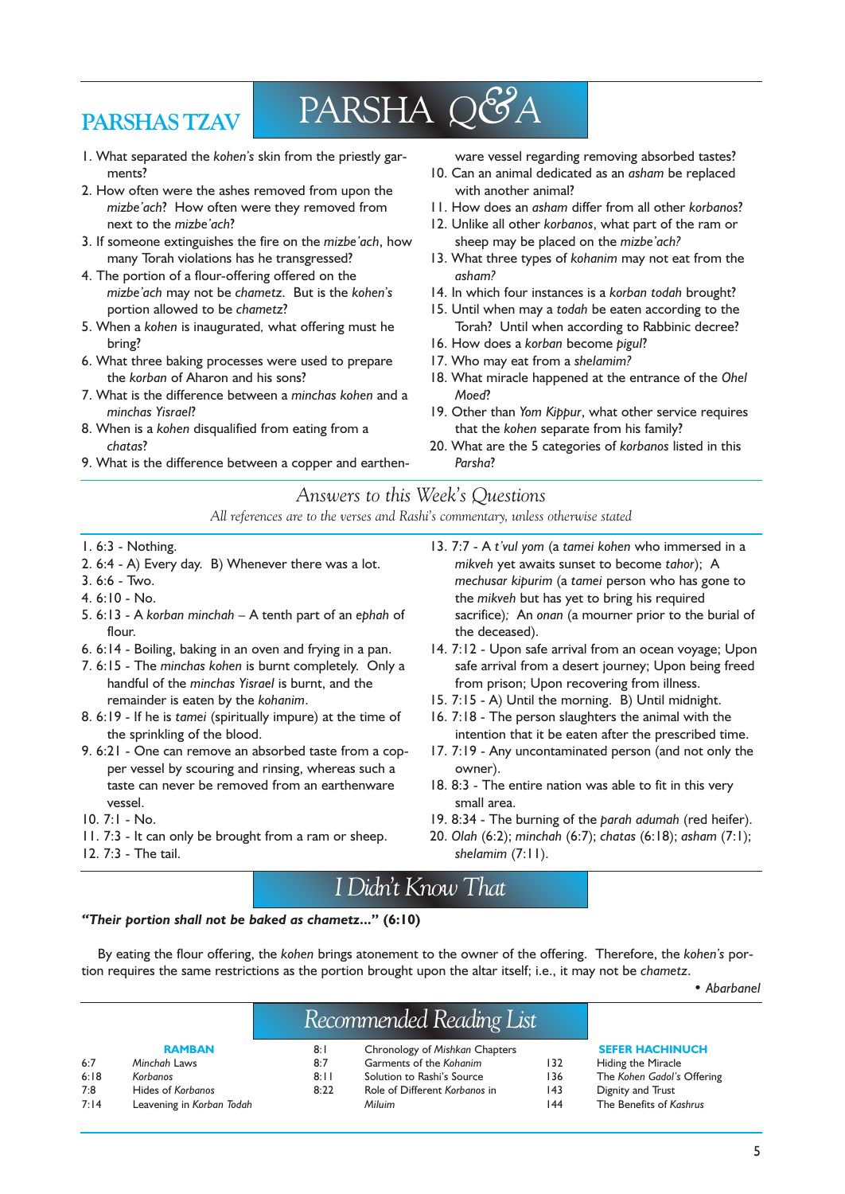# PARSHAS TZAV

## PARSHA Q&A

1. What separated the *kohen's* skin from the priestly garments?
2. How often were the ashes removed from upon the *mizbe'ach*? How often were they removed from next to the *mizbe'ach*?
3. If someone extinguishes the fire on the *mizbe'ach*, how many Torah violations has he transgressed?
4. The portion of a flour-offering offered on the *mizbe'ach* may not be *chametz*. But is the *kohen's* portion allowed to be *chametz*?
5. When a *kohen* is inaugurated, what offering must he bring?
6. What three baking processes were used to prepare the *korban* of Aharon and his sons?
7. What is the difference between a *minchas kohen* and a *minchas Yisrael*?
8. When is a *kohen* disqualified from eating from a *chatas*?
9. What is the difference between a copper and earthenware vessel regarding removing absorbed tastes?
10. Can an animal dedicated as an *asham* be replaced with another animal?
11. How does an *asham* differ from all other *korbanos*?
12. Unlike all other *korbanos*, what part of the ram or sheep may be placed on the *mizbe'ach?*
13. What three types of *kohanim* may not eat from the *asham?*
14. In which four instances is a *korban todah* brought?
15. Until when may a *todah* be eaten according to the Torah? Until when according to Rabbinic decree?
16. How does a *korban* become *pigul*?
17. Who may eat from a *shelamim?*
18. What miracle happened at the entrance of the *Ohel Moed*?
19. Other than *Yom Kippur*, what other service requires that the *kohen* separate from his family?
20. What are the 5 categories of *korbanos* listed in this *Parsha*?

## *Answers to this Week's Questions*

*All references are to the verses and Rashi's commentary, unless otherwise stated*

1. 6:3 - Nothing.
2. 6:4 - A) Every day. B) Whenever there was a lot.
3. 6:6 - Two.
4. 6:10 - No.
5. 6:13 - A *korban minchah* – A tenth part of an *ephah* of flour.
6. 6:14 - Boiling, baking in an oven and frying in a pan.
7. 6:15 - The *minchas kohen* is burnt completely. Only a handful of the *minchas Yisrael* is burnt, and the remainder is eaten by the *kohanim*.
8. 6:19 - If he is *tamei* (spiritually impure) at the time of the sprinkling of the blood.
9. 6:21 - One can remove an absorbed taste from a copper vessel by scouring and rinsing, whereas such a taste can never be removed from an earthenware vessel.
10. 7:1 - No.
11. 7:3 - It can only be brought from a ram or sheep.
12. 7:3 - The tail.
13. 7:7 - A *t'vul yom* (a *tamei kohen* who immersed in a *mikveh* yet awaits sunset to become *tahor*); A *mechusar kipurim* (a *tamei* person who has gone to the *mikveh* but has yet to bring his required sacrifice); An *onan* (a mourner prior to the burial of the deceased).
14. 7:12 - Upon safe arrival from an ocean voyage; Upon safe arrival from a desert journey; Upon being freed from prison; Upon recovering from illness.
15. 7:15 - A) Until the morning. B) Until midnight.
16. 7:18 - The person slaughters the animal with the intention that it be eaten after the prescribed time.
17. 7:19 - Any uncontaminated person (and not only the owner).
18. 8:3 - The entire nation was able to fit in this very small area.
19. 8:34 - The burning of the *parah adumah* (red heifer).
20. *Olah* (6:2); *minchah* (6:7); *chatas* (6:18); *asham* (7:1); *shelamim* (7:11).

## *I Didn't Know That*

***"Their portion shall not be baked as chametz..."* (6:10)**

By eating the flour offering, the *kohen* brings atonement to the owner of the offering. Therefore, the *kohen's* portion requires the same restrictions as the portion brought upon the altar itself; i.e., it may not be *chametz*.

• *Abarbanel*

## *Recommended Reading List*

**RAMBAN**

| | |
|---|---|
| 6:7 | *Minchah* Laws |
| 6:18 | *Korbanos* |
| 7:8 | Hides of *Korbanos* |
| 7:14 | Leavening in *Korban Todah* |
| 8:1 | Chronology of *Mishkan* Chapters |
| 8:7 | Garments of the *Kohanim* |
| 8:11 | Solution to Rashi's Source |
| 8:22 | Role of Different *Korbanos* in *Miluim* |

**SEFER HACHINUCH**

| | |
|---|---|
| 132 | Hiding the Miracle |
| 136 | The *Kohen Gadol's* Offering |
| 143 | Dignity and Trust |
| 144 | The Benefits of *Kashrus* |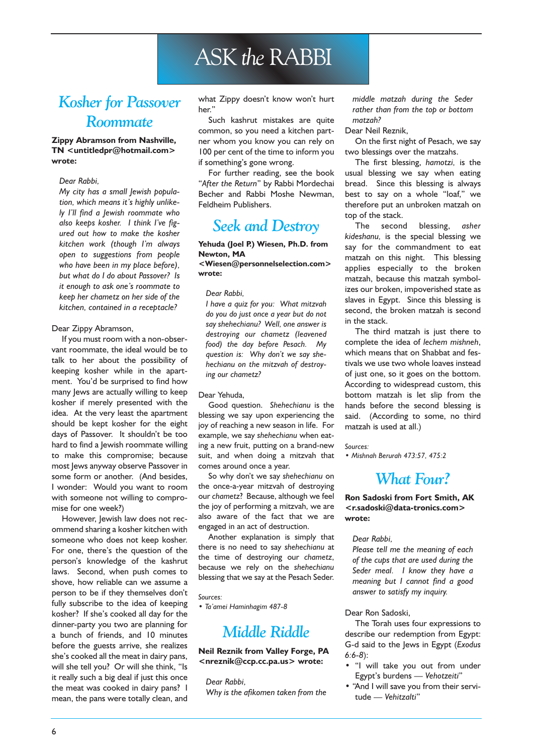# ASK *the* RABBI

## Kosher for Passover Roommate

**Zippy Abramson from Nashville, TN <untitledpr@hotmail.com> wrote:**

*Dear Rabbi,*

*My city has a small Jewish population, which means it's highly unlikely I'll find a Jewish roommate who also keeps kosher. I think I've figured out how to make the kosher kitchen work (though I'm always open to suggestions from people who have been in my place before), but what do I do about Passover? Is it enough to ask one's roommate to keep her chametz on her side of the kitchen, contained in a receptacle?*

Dear Zippy Abramson,

If you must room with a non-observant roommate, the ideal would be to talk to her about the possibility of keeping kosher while in the apartment. You'd be surprised to find how many Jews are actually willing to keep kosher if merely presented with the idea. At the very least the apartment should be kept kosher for the eight days of Passover. It shouldn't be too hard to find a Jewish roommate willing to make this compromise; because most Jews anyway observe Passover in some form or another. (And besides, I wonder: Would you want to room with someone not willing to compromise for one week?)

However, Jewish law does not recommend sharing a kosher kitchen with someone who does not keep kosher. For one, there's the question of the person's knowledge of the kashrut laws. Second, when push comes to shove, how reliable can we assume a person to be if they themselves don't fully subscribe to the idea of keeping kosher? If she's cooked all day for the dinner-party you two are planning for a bunch of friends, and 10 minutes before the guests arrive, she realizes she's cooked all the meat in dairy pans, will she tell you? Or will she think, "Is it really such a big deal if just this once the meat was cooked in dairy pans? I mean, the pans were totally clean, and what Zippy doesn't know won't hurt her."

Such kashrut mistakes are quite common, so you need a kitchen partner whom you know you can rely on 100 per cent of the time to inform you if something's gone wrong.

For further reading, see the book "*After the Return*" by Rabbi Mordechai Becher and Rabbi Moshe Newman, Feldheim Publishers.

## Seek and Destroy

**Yehuda (Joel P.) Wiesen, Ph.D. from Newton, MA <Wiesen@personnelselection.com> wrote:**

*Dear Rabbi,*

*I have a quiz for you: What mitzvah do you do just once a year but do not say shehechianu? Well, one answer is destroying our chametz (leavened food) the day before Pesach. My question is: Why don't we say shehechianu on the mitzvah of destroying our chametz?*

Dear Yehuda,

Good question. *Shehechianu* is the blessing we say upon experiencing the joy of reaching a new season in life. For example, we say *shehechianu* when eating a new fruit, putting on a brand-new suit, and when doing a mitzvah that comes around once a year.

So why don't we say *shehechianu* on the once-a-year mitzvah of destroying our *chametz*? Because, although we feel the joy of performing a mitzvah, we are also aware of the fact that we are engaged in an act of destruction.

Another explanation is simply that there is no need to say *shehechianu* at the time of destroying our *chametz*, because we rely on the *shehechianu* blessing that we say at the Pesach Seder.

*Sources:*

- *Ta'amei Haminhagim 487-8*

## Middle Riddle

**Neil Reznik from Valley Forge, PA <nreznik@ccp.cc.pa.us> wrote:**

*Dear Rabbi,*

*Why is the afikomen taken from the middle matzah during the Seder rather than from the top or bottom matzah?*

Dear Neil Reznik,

On the first night of Pesach, we say two blessings over the matzahs.

The first blessing, *hamotzi,* is the usual blessing we say when eating bread. Since this blessing is always best to say on a whole "loaf," we therefore put an unbroken matzah on top of the stack.

The second blessing, *asher kideshanu,* is the special blessing we say for the commandment to eat matzah on this night. This blessing applies especially to the broken matzah, because this matzah symbolizes our broken, impoverished state as slaves in Egypt. Since this blessing is second, the broken matzah is second in the stack.

The third matzah is just there to complete the idea of *lechem mishneh*, which means that on Shabbat and festivals we use two whole loaves instead of just one, so it goes on the bottom. According to widespread custom, this bottom matzah is let slip from the hands before the second blessing is said. (According to some, no third matzah is used at all.)

*Sources:*

- *Mishnah Berurah 473:57, 475:2*

## What Four?

**Ron Sadoski from Fort Smith, AK <r.sadoski@data-tronics.com> wrote:**

*Dear Rabbi,*

*Please tell me the meaning of each of the cups that are used during the Seder meal. I know they have a meaning but I cannot find a good answer to satisfy my inquiry.*

Dear Ron Sadoski,

The Torah uses four expressions to describe our redemption from Egypt: G-d said to the Jews in Egypt (*Exodus 6:6-8*):

- "I will take you out from under Egypt's burdens — *Vehotzeiti*"
- "And I will save you from their servitude — *Vehitzalti*"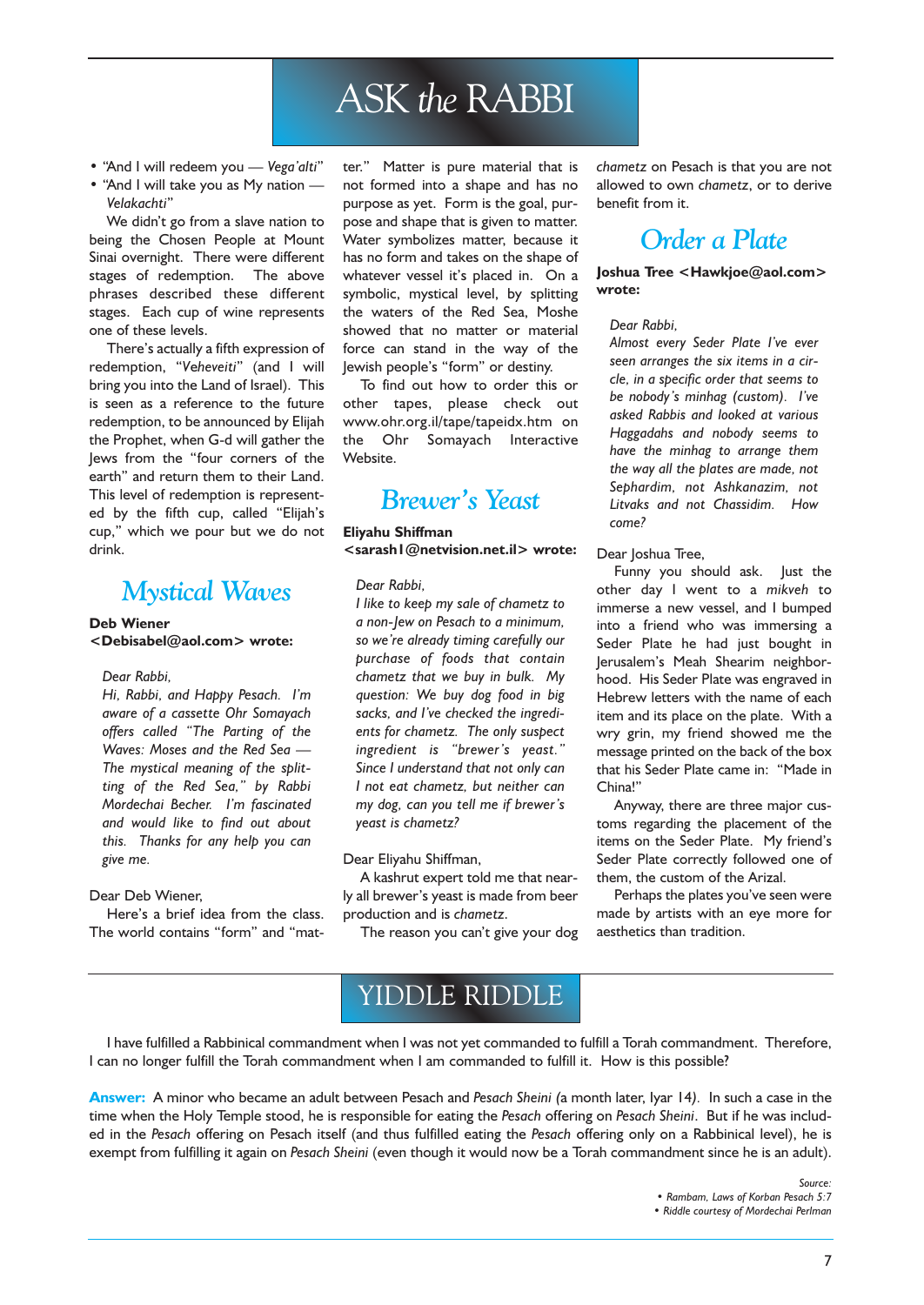# ASK *the* RABBI

- "And I will redeem you — *Vega'alti*"
- "And I will take you as My nation — *Velakachti*"

We didn't go from a slave nation to being the Chosen People at Mount Sinai overnight. There were different stages of redemption. The above phrases described these different stages. Each cup of wine represents one of these levels.

There's actually a fifth expression of redemption, "*Veheveiti*" (and I will bring you into the Land of Israel). This is seen as a reference to the future redemption, to be announced by Elijah the Prophet, when G-d will gather the Jews from the "four corners of the earth" and return them to their Land. This level of redemption is represented by the fifth cup, called "Elijah's cup," which we pour but we do not drink.

## *Mystical Waves*

**Deb Wiener <Debisabel@aol.com> wrote:**

> *Dear Rabbi,*
>
> *Hi, Rabbi, and Happy Pesach. I'm aware of a cassette Ohr Somayach offers called "The Parting of the Waves: Moses and the Red Sea — The mystical meaning of the splitting of the Red Sea," by Rabbi Mordechai Becher. I'm fascinated and would like to find out about this. Thanks for any help you can give me.*

Dear Deb Wiener,

Here's a brief idea from the class. The world contains "form" and "matter." Matter is pure material that is not formed into a shape and has no purpose as yet. Form is the goal, purpose and shape that is given to matter. Water symbolizes matter, because it has no form and takes on the shape of whatever vessel it's placed in. On a symbolic, mystical level, by splitting the waters of the Red Sea, Moshe showed that no matter or material force can stand in the way of the Jewish people's "form" or destiny.

To find out how to order this or other tapes, please check out www.ohr.org.il/tape/tapeidx.htm on the Ohr Somayach Interactive Website.

## *Brewer's Yeast*

**Eliyahu Shiffman <sarash1@netvision.net.il> wrote:**

> *Dear Rabbi,*
>
> *I like to keep my sale of chametz to a non-Jew on Pesach to a minimum, so we're already timing carefully our purchase of foods that contain chametz that we buy in bulk. My question: We buy dog food in big sacks, and I've checked the ingredients for chametz. The only suspect ingredient is "brewer's yeast." Since I understand that not only can I not eat chametz, but neither can my dog, can you tell me if brewer's yeast is chametz?*

Dear Eliyahu Shiffman,

A kashrut expert told me that nearly all brewer's yeast is made from beer production and is *chametz*.

The reason you can't give your dog *chametz* on Pesach is that you are not allowed to own *chametz*, or to derive benefit from it.

## *Order a Plate*

**Joshua Tree <Hawkjoe@aol.com> wrote:**

> *Dear Rabbi,*
>
> *Almost every Seder Plate I've ever seen arranges the six items in a circle, in a specific order that seems to be nobody's minhag (custom). I've asked Rabbis and looked at various Haggadahs and nobody seems to have the minhag to arrange them the way all the plates are made, not Sephardim, not Ashkenazim, not Litvaks and not Chassidim. How come?*

Dear Joshua Tree,

Funny you should ask. Just the other day I went to a *mikveh* to immerse a new vessel, and I bumped into a friend who was immersing a Seder Plate he had just bought in Jerusalem's Meah Shearim neighborhood. His Seder Plate was engraved in Hebrew letters with the name of each item and its place on the plate. With a wry grin, my friend showed me the message printed on the back of the box that his Seder Plate came in: "Made in China!"

Anyway, there are three major customs regarding the placement of the items on the Seder Plate. My friend's Seder Plate correctly followed one of them, the custom of the Arizal.

Perhaps the plates you've seen were made by artists with an eye more for aesthetics than tradition.

# YIDDLE RIDDLE

I have fulfilled a Rabbinical commandment when I was not yet commanded to fulfill a Torah commandment. Therefore, I can no longer fulfill the Torah commandment when I am commanded to fulfill it. How is this possible?

**Answer:** A minor who became an adult between Pesach and *Pesach Sheini* (a month later, Iyar 14). In such a case in the time when the Holy Temple stood, he is responsible for eating the *Pesach* offering on *Pesach Sheini*. But if he was included in the *Pesach* offering on Pesach itself (and thus fulfilled eating the *Pesach* offering only on a Rabbinical level), he is exempt from fulfilling it again on *Pesach Sheini* (even though it would now be a Torah commandment since he is an adult).

*Source:*
- *Rambam, Laws of Korban Pesach 5:7*
- *Riddle courtesy of Mordechai Perlman*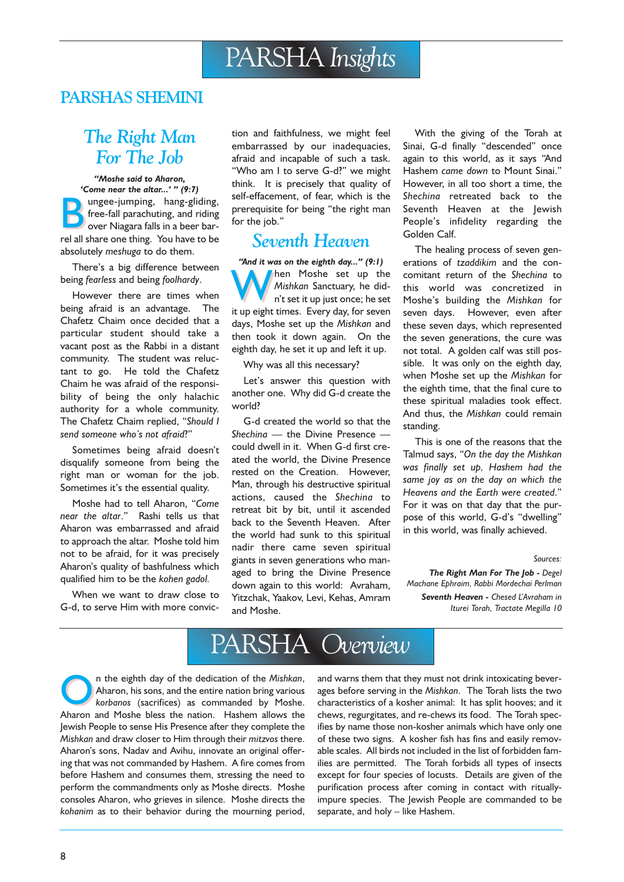# PARSHA *Insights*

## PARSHAS SHEMINI

### *The Right Man For The Job*

***"Moshe said to Aharon, 'Come near the altar...' " (9:7)***

Bungee-jumping, hang-gliding, free-fall parachuting, and riding over Niagara falls in a beer barrel all share one thing. You have to be absolutely *meshuga* to do them.

There's a big difference between being *fearless* and being *foolhardy*.

However there are times when being afraid is an advantage. The Chafetz Chaim once decided that a particular student should take a vacant post as the Rabbi in a distant community. The student was reluctant to go. He told the Chafetz Chaim he was afraid of the responsibility of being the only halachic authority for a whole community. The Chafetz Chaim replied, "*Should I send someone who's not afraid*?"

Sometimes being afraid doesn't disqualify someone from being the right man or woman for the job. Sometimes it's the essential quality.

Moshe had to tell Aharon, "*Come near the altar*." Rashi tells us that Aharon was embarrassed and afraid to approach the altar. Moshe told him not to be afraid, for it was precisely Aharon's quality of bashfulness which qualified him to be the *kohen gadol.*

When we want to draw close to G-d, to serve Him with more conviction and faithfulness, we might feel embarrassed by our inadequacies, afraid and incapable of such a task. "Who am I to serve G-d?" we might think. It is precisely that quality of self-effacement, of fear, which is the prerequisite for being "the right man for the job."

### *Seventh Heaven*

***"And it was on the eighth day..." (9:1)***

When Moshe set up the *Mishkan* Sanctuary, he didn't set it up just once; he set it up eight times. Every day, for seven days, Moshe set up the *Mishkan* and then took it down again. On the eighth day, he set it up and left it up.

Why was all this necessary?

Let's answer this question with another one. Why did G-d create the world?

G-d created the world so that the *Shechina* — the Divine Presence — could dwell in it. When G-d first created the world, the Divine Presence rested on the Creation. However, Man, through his destructive spiritual actions, caused the *Shechina* to retreat bit by bit, until it ascended back to the Seventh Heaven. After the world had sunk to this spiritual nadir there came seven spiritual giants in seven generations who managed to bring the Divine Presence down again to this world: Avraham, Yitzchak, Yaakov, Levi, Kehas, Amram and Moshe.

With the giving of the Torah at Sinai, G-d finally "descended" once again to this world, as it says "And Hashem *came down* to Mount Sinai." However, in all too short a time, the *Shechina* retreated back to the Seventh Heaven at the Jewish People's infidelity regarding the Golden Calf.

The healing process of seven generations of *tzaddikim* and the concomitant return of the *Shechina* to this world was concretized in Moshe's building the *Mishkan* for seven days. However, even after these seven days, which represented the seven generations, the cure was not total. A golden calf was still possible. It was only on the eighth day, when Moshe set up the *Mishkan* for the eighth time, that the final cure to these spiritual maladies took effect. And thus, the *Mishkan* could remain standing.

This is one of the reasons that the Talmud says, "*On the day the Mishkan was finally set up, Hashem had the same joy as on the day on which the Heavens and the Earth were created*." For it was on that day that the purpose of this world, G-d's "dwelling" in this world, was finally achieved.

*Sources:*

***The Right Man For The Job*** *- Degel Machane Ephraim, Rabbi Mordechai Perlman*

***Seventh Heaven*** *- Chesed L'Avraham in Iturei Torah, Tractate Megilla 10*

# PARSHA *Overview*

On the eighth day of the dedication of the *Mishkan*, Aharon, his sons, and the entire nation bring various *korbanos* (sacrifices) as commanded by Moshe. Aharon and Moshe bless the nation. Hashem allows the Jewish People to sense His Presence after they complete the *Mishkan* and draw closer to Him through their *mitzvos* there. Aharon's sons, Nadav and Avihu, innovate an original offering that was not commanded by Hashem. A fire comes from before Hashem and consumes them, stressing the need to perform the commandments only as Moshe directs. Moshe consoles Aharon, who grieves in silence. Moshe directs the *kohanim* as to their behavior during the mourning period, and warns them that they must not drink intoxicating beverages before serving in the *Mishkan*. The Torah lists the two characteristics of a kosher animal: It has split hooves; and it chews, regurgitates, and re-chews its food. The Torah specifies by name those non-kosher animals which have only one of these two signs. A kosher fish has fins and easily removable scales. All birds not included in the list of forbidden families are permitted. The Torah forbids all types of insects except for four species of locusts. Details are given of the purification process after coming in contact with ritually-impure species. The Jewish People are commanded to be separate, and holy – like Hashem.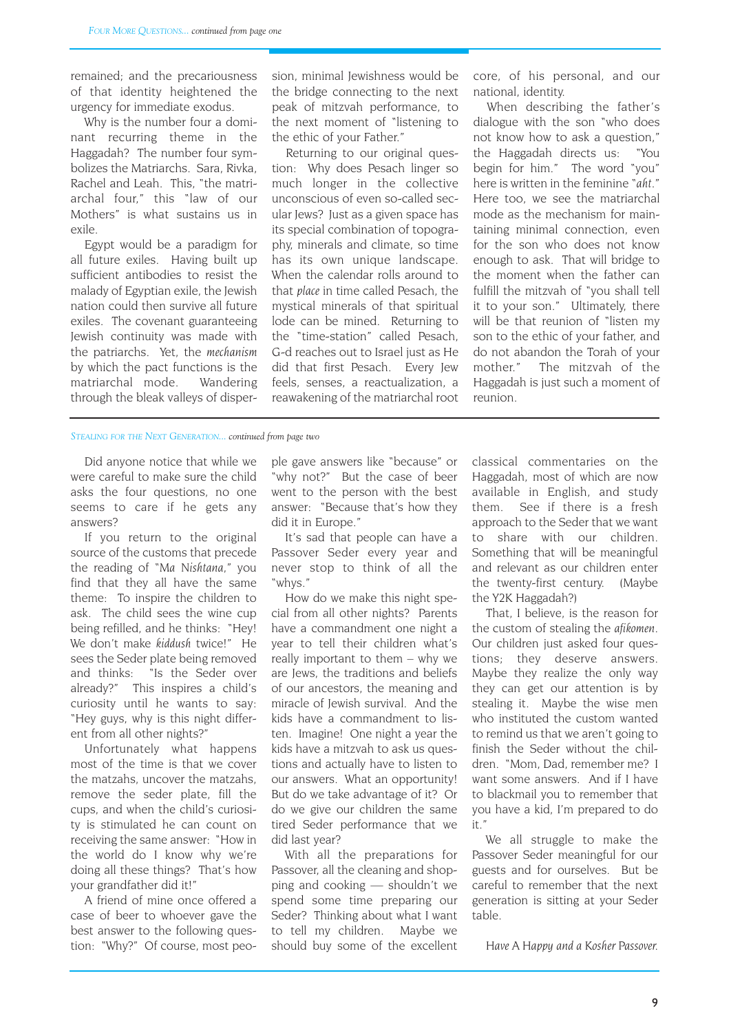*FOUR MORE QUESTIONS... continued from page one*

remained; and the precariousness of that identity heightened the urgency for immediate exodus.

Why is the number four a dominant recurring theme in the Haggadah? The number four symbolizes the Matriarchs. Sara, Rivka, Rachel and Leah. This, "the matriarchal four," this "law of our Mothers" is what sustains us in exile.

Egypt would be a paradigm for all future exiles. Having built up sufficient antibodies to resist the malady of Egyptian exile, the Jewish nation could then survive all future exiles. The covenant guaranteeing Jewish continuity was made with the patriarchs. Yet, the *mechanism* by which the pact functions is the matriarchal mode. Wandering through the bleak valleys of dispersion, minimal Jewishness would be the bridge connecting to the next peak of mitzvah performance, to the next moment of "listening to the ethic of your Father."

Returning to our original question: Why does Pesach linger so much longer in the collective unconscious of even so-called secular Jews? Just as a given space has its special combination of topography, minerals and climate, so time has its own unique landscape. When the calendar rolls around to that *place* in time called Pesach, the mystical minerals of that spiritual lode can be mined. Returning to the "time-station" called Pesach, G-d reaches out to Israel just as He did that first Pesach. Every Jew feels, senses, a reactualization, a reawakening of the matriarchal root core, of his personal, and our national, identity.

When describing the father's dialogue with the son "who does not know how to ask a question," the Haggadah directs us: "You begin for him." The word "you" here is written in the feminine "*aht*." Here too, we see the matriarchal mode as the mechanism for maintaining minimal connection, even for the son who does not know enough to ask. That will bridge to the moment when the father can fulfill the mitzvah of "you shall tell it to your son." Ultimately, there will be that reunion of "listen my son to the ethic of your father, and do not abandon the Torah of your mother." The mitzvah of the Haggadah is just such a moment of reunion.

---

*STEALING FOR THE NEXT GENERATION... continued from page two*

Did anyone notice that while we were careful to make sure the child asks the four questions, no one seems to care if he gets any answers?

If you return to the original source of the customs that precede the reading of "*Ma Nishtana*," you find that they all have the same theme: To inspire the children to ask. The child sees the wine cup being refilled, and he thinks: "Hey! We don't make *kiddush* twice!" He sees the Seder plate being removed and thinks: "Is the Seder over already?" This inspires a child's curiosity until he wants to say: "Hey guys, why is this night different from all other nights?"

Unfortunately what happens most of the time is that we cover the matzahs, uncover the matzahs, remove the seder plate, fill the cups, and when the child's curiosity is stimulated he can count on receiving the same answer: "How in the world do I know why we're doing all these things? That's how your grandfather did it!"

A friend of mine once offered a case of beer to whoever gave the best answer to the following question: "Why?" Of course, most people gave answers like "because" or "why not?" But the case of beer went to the person with the best answer: "Because that's how they did it in Europe."

It's sad that people can have a Passover Seder every year and never stop to think of all the "whys."

How do we make this night special from all other nights? Parents have a commandment one night a year to tell their children what's really important to them – why we are Jews, the traditions and beliefs of our ancestors, the meaning and miracle of Jewish survival. And the kids have a commandment to listen. Imagine! One night a year the kids have a mitzvah to ask us questions and actually have to listen to our answers. What an opportunity! But do we take advantage of it? Or do we give our children the same tired Seder performance that we did last year?

With all the preparations for Passover, all the cleaning and shopping and cooking — shouldn't we spend some time preparing our Seder? Thinking about what I want to tell my children. Maybe we should buy some of the excellent classical commentaries on the Haggadah, most of which are now available in English, and study them. See if there is a fresh approach to the Seder that we want to share with our children. Something that will be meaningful and relevant as our children enter the twenty-first century. (Maybe the Y2K Haggadah?)

That, I believe, is the reason for the custom of stealing the *afikomen*. Our children just asked four questions; they deserve answers. Maybe they realize the only way they can get our attention is by stealing it. Maybe the wise men who instituted the custom wanted to remind us that we aren't going to finish the Seder without the children. "Mom, Dad, remember me? I want some answers. And if I have to blackmail you to remember that you have a kid, I'm prepared to do it."

We all struggle to make the Passover Seder meaningful for our guests and for ourselves. But be careful to remember that the next generation is sitting at your Seder table.

*Have A Happy and a Kosher Passover.*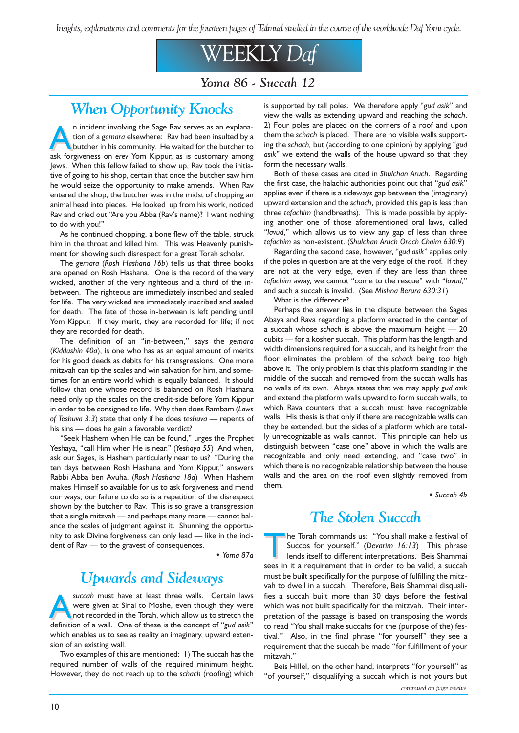# WEEKLY *Daf*

## *Yoma 86 - Succah 12*

## *When Opportunity Knocks*

An incident involving the Sage Rav serves as an explanation of a *gemara* elsewhere: Rav had been insulted by a butcher in his community. He waited for the butcher to ask forgiveness on *erev* Yom Kippur, as is customary among Jews. When this fellow failed to show up, Rav took the initiative of going to his shop, certain that once the butcher saw him he would seize the opportunity to make amends. When Rav entered the shop, the butcher was in the midst of chopping an animal head into pieces. He looked up from his work, noticed Rav and cried out "Are you Abba (Rav's name)? I want nothing to do with you!"

As he continued chopping, a bone flew off the table, struck him in the throat and killed him. This was Heavenly punishment for showing such disrespect for a great Torah scholar.

The *gemara* (*Rosh Hashana 16b*) tells us that three books are opened on Rosh Hashana. One is the record of the very wicked, another of the very righteous and a third of the in-between. The righteous are immediately inscribed and sealed for life. The very wicked are immediately inscribed and sealed for death. The fate of those in-between is left pending until Yom Kippur. If they merit, they are recorded for life; if not they are recorded for death.

The definition of an "in-between," says the *gemara* (*Kiddushin 40a*), is one who has as an equal amount of merits for his good deeds as debits for his transgressions. One more mitzvah can tip the scales and win salvation for him, and sometimes for an entire world which is equally balanced. It should follow that one whose record is balanced on Rosh Hashana need only tip the scales on the credit-side before Yom Kippur in order to be consigned to life. Why then does Rambam (*Laws of Teshuva 3:3*) state that only if he does *teshuva* — repents of his sins — does he gain a favorable verdict?

"Seek Hashem when He can be found," urges the Prophet Yeshaya, "call Him when He is near." (*Yeshaya 55*) And when, ask our Sages, is Hashem particularly near to us? "During the ten days between Rosh Hashana and Yom Kippur," answers Rabbi Abba ben Avuha. (*Rosh Hashana 18a*) When Hashem makes Himself so available for us to ask forgiveness and mend our ways, our failure to do so is a repetition of the disrespect shown by the butcher to Rav. This is so grave a transgression that a single mitzvah — and perhaps many more — cannot balance the scales of judgment against it. Shunning the opportunity to ask Divine forgiveness can only lead — like in the incident of Rav — to the gravest of consequences.

• *Yoma 87a*

## *Upwards and Sideways*

A *succah* must have at least three walls. Certain laws were given at Sinai to Moshe, even though they were not recorded in the Torah, which allow us to stretch the definition of a wall. One of these is the concept of "*gud asik*" which enables us to see as reality an imaginary, upward extension of an existing wall.

Two examples of this are mentioned: 1) The succah has the required number of walls of the required minimum height. However, they do not reach up to the *schach* (roofing) which is supported by tall poles. We therefore apply "*gud asik*" and view the walls as extending upward and reaching the *schach*. 2) Four poles are placed on the corners of a roof and upon them the *schach* is placed. There are no visible walls supporting the *schach,* but (according to one opinion) by applying "*gud asik*" we extend the walls of the house upward so that they form the necessary walls.

Both of these cases are cited in *Shulchan Aruch*. Regarding the first case, the halachic authorities point out that "*gud asik*" applies even if there is a sideways gap between the (imaginary) upward extension and the *schach*, provided this gap is less than three *tefachim* (handbreaths). This is made possible by applying another one of those aforementioned oral laws, called "*lavud*," which allows us to view any gap of less than three *tefachim* as non-existent. (*Shulchan Aruch Orach Chaim 630:9*)

Regarding the second case, however, "*gud asik*" applies only if the poles in question are at the very edge of the roof. If they are not at the very edge, even if they are less than three *tefachim* away, we cannot "come to the rescue" with "*lavud,*" and such a succah is invalid. (See *Mishna Berura 630:31*)

What is the difference?

Perhaps the answer lies in the dispute between the Sages Abaya and Rava regarding a platform erected in the center of a succah whose *schach* is above the maximum height — 20 cubits — for a kosher succah. This platform has the length and width dimensions required for a succah, and its height from the floor eliminates the problem of the *schach* being too high above it. The only problem is that this platform standing in the middle of the succah and removed from the succah walls has no walls of its own. Abaya states that we may apply *gud asik* and extend the platform walls upward to form succah walls, to which Rava counters that a succah must have recognizable walls. His thesis is that only if there are recognizable walls can they be extended, but the sides of a platform which are totally unrecognizable as walls cannot. This principle can help us distinguish between "case one" above in which the walls are recognizable and only need extending, and "case two" in which there is no recognizable relationship between the house walls and the area on the roof even slightly removed from them.

• *Succah 4b*

## *The Stolen Succah*

The Torah commands us: "You shall make a festival of Succos for yourself." (*Devarim 16:13*) This phrase lends itself to different interpretations. Beis Shammai sees in it a requirement that in order to be valid, a succah must be built specifically for the purpose of fulfilling the mitzvah to dwell in a succah. Therefore, Beis Shammai disqualifies a succah built more than 30 days before the festival which was not built specifically for the mitzvah. Their interpretation of the passage is based on transposing the words to read "You shall make succahs for the (purpose of the) festival." Also, in the final phrase "for yourself" they see a requirement that the succah be made "for fulfillment of your mitzvah."

Beis Hillel, on the other hand, interprets "for yourself" as "of yourself," disqualifying a succah which is not yours but

*continued on page twelve*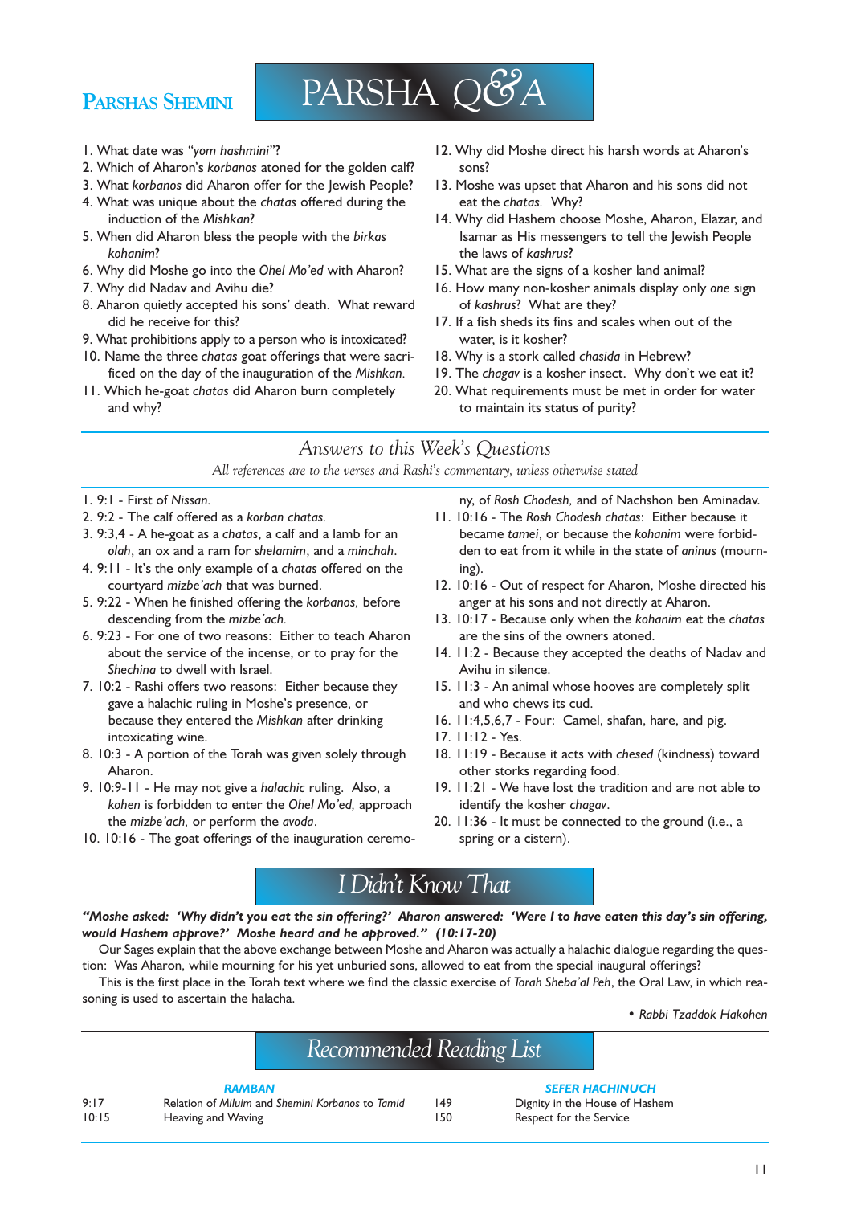## Parshas Shemini

# PARSHA Q&A

1. What date was "*yom hashmini*"?
2. Which of Aharon's *korbanos* atoned for the golden calf?
3. What *korbanos* did Aharon offer for the Jewish People?
4. What was unique about the *chatas* offered during the induction of the *Mishkan*?
5. When did Aharon bless the people with the *birkas kohanim*?
6. Why did Moshe go into the *Ohel Mo'ed* with Aharon?
7. Why did Nadav and Avihu die?
8. Aharon quietly accepted his sons' death. What reward did he receive for this?
9. What prohibitions apply to a person who is intoxicated?
10. Name the three *chatas* goat offerings that were sacrificed on the day of the inauguration of the *Mishkan.*
11. Which he-goat *chatas* did Aharon burn completely and why?
12. Why did Moshe direct his harsh words at Aharon's sons?
13. Moshe was upset that Aharon and his sons did not eat the *chatas*. Why?
14. Why did Hashem choose Moshe, Aharon, Elazar, and Isamar as His messengers to tell the Jewish People the laws of *kashrus*?
15. What are the signs of a kosher land animal?
16. How many non-kosher animals display only *one* sign of *kashrus*? What are they?
17. If a fish sheds its fins and scales when out of the water, is it kosher?
18. Why is a stork called *chasida* in Hebrew?
19. The *chagav* is a kosher insect. Why don't we eat it?
20. What requirements must be met in order for water to maintain its status of purity?

## *Answers to this Week's Questions*

*All references are to the verses and Rashi's commentary, unless otherwise stated*

1. 9:1 - First of *Nissan.*
2. 9:2 - The calf offered as a *korban chatas.*
3. 9:3,4 - A he-goat as a *chatas*, a calf and a lamb for an *olah*, an ox and a ram for *shelamim*, and a *minchah*.
4. 9:11 - It's the only example of a *chatas* offered on the courtyard *mizbe'ach* that was burned.
5. 9:22 - When he finished offering the *korbanos*, before descending from the *mizbe'ach.*
6. 9:23 - For one of two reasons: Either to teach Aharon about the service of the incense, or to pray for the *Shechina* to dwell with Israel.
7. 10:2 - Rashi offers two reasons: Either because they gave a halachic ruling in Moshe's presence, or because they entered the *Mishkan* after drinking intoxicating wine.
8. 10:3 - A portion of the Torah was given solely through Aharon.
9. 10:9-11 - He may not give a *halachic* ruling. Also, a *kohen* is forbidden to enter the *Ohel Mo'ed,* approach the *mizbe'ach,* or perform the *avoda*.
10. 10:16 - The goat offerings of the inauguration ceremony, of *Rosh Chodesh,* and of Nachshon ben Aminadav.
11. 10:16 - The *Rosh Chodesh chatas*: Either because it became *tamei*, or because the *kohanim* were forbidden to eat from it while in the state of *aninus* (mourning).
12. 10:16 - Out of respect for Aharon, Moshe directed his anger at his sons and not directly at Aharon.
13. 10:17 - Because only when the *kohanim* eat the *chatas* are the sins of the owners atoned.
14. 11:2 - Because they accepted the deaths of Nadav and Avihu in silence.
15. 11:3 - An animal whose hooves are completely split and who chews its cud.
16. 11:4,5,6,7 - Four: Camel, shafan, hare, and pig.
17. 11:12 - Yes.
18. 11:19 - Because it acts with *chesed* (kindness) toward other storks regarding food.
19. 11:21 - We have lost the tradition and are not able to identify the kosher *chagav*.
20. 11:36 - It must be connected to the ground (i.e., a spring or a cistern).

## *I Didn't Know That*

***"Moshe asked: 'Why didn't you eat the sin offering?' Aharon answered: 'Were I to have eaten this day's sin offering, would Hashem approve?' Moshe heard and he approved." (10:17-20)***

Our Sages explain that the above exchange between Moshe and Aharon was actually a halachic dialogue regarding the question: Was Aharon, while mourning for his yet unburied sons, allowed to eat from the special inaugural offerings?

This is the first place in the Torah text where we find the classic exercise of *Torah Sheba'al Peh*, the Oral Law, in which reasoning is used to ascertain the halacha.

• *Rabbi Tzaddok Hakohen*

## *Recommended Reading List*

***RAMBAN***

| | |
|---|---|
| 9:17 | Relation of *Miluim* and *Shemini Korbanos* to *Tamid* |
| 10:15 | Heaving and Waving |

***SEFER HACHINUCH***

| | |
|---|---|
| 149 | Dignity in the House of Hashem |
| 150 | Respect for the Service |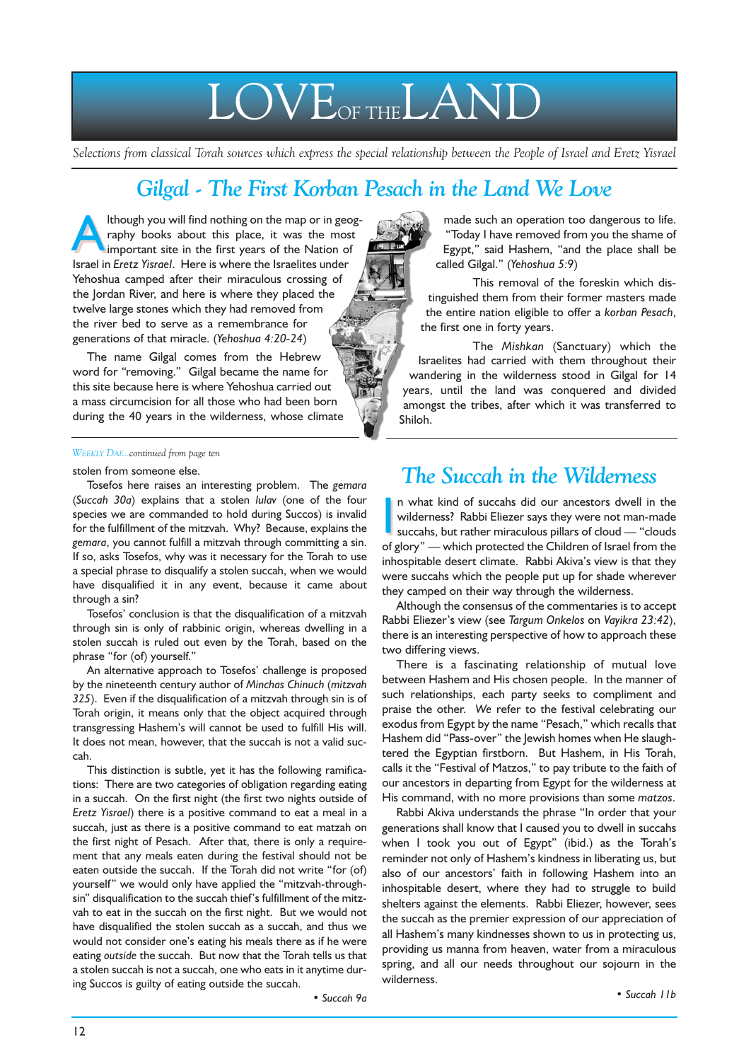# LOVE OF THE LAND

*Selections from classical Torah sources which express the special relationship between the People of Israel and Eretz Yisrael*

## Gilgal - The First Korban Pesach in the Land We Love

Although you will find nothing on the map or in geography books about this place, it was the most important site in the first years of the Nation of Israel in *Eretz Yisrael*. Here is where the Israelites under Yehoshua camped after their miraculous crossing of the Jordan River, and here is where they placed the twelve large stones which they had removed from the river bed to serve as a remembrance for generations of that miracle. (*Yehoshua 4:20-24*)

The name Gilgal comes from the Hebrew word for "removing." Gilgal became the name for this site because here is where Yehoshua carried out a mass circumcision for all those who had been born during the 40 years in the wilderness, whose climate made such an operation too dangerous to life. "Today I have removed from you the shame of Egypt," said Hashem, "and the place shall be called Gilgal." (*Yehoshua 5:9*)

This removal of the foreskin which distinguished them from their former masters made the entire nation eligible to offer a *korban Pesach*, the first one in forty years.

The *Mishkan* (Sanctuary) which the Israelites had carried with them throughout their wandering in the wilderness stood in Gilgal for 14 years, until the land was conquered and divided amongst the tribes, after which it was transferred to Shiloh.

WEEKLY DAF...*continued from page ten*

stolen from someone else.

Tosefos here raises an interesting problem. The *gemara* (*Succah 30a*) explains that a stolen *lulav* (one of the four species we are commanded to hold during Succos) is invalid for the fulfillment of the mitzvah. Why? Because, explains the *gemara*, you cannot fulfill a mitzvah through committing a sin. If so, asks Tosefos, why was it necessary for the Torah to use a special phrase to disqualify a stolen succah, when we would have disqualified it in any event, because it came about through a sin?

Tosefos' conclusion is that the disqualification of a mitzvah through sin is only of rabbinic origin, whereas dwelling in a stolen succah is ruled out even by the Torah, based on the phrase "for (of) yourself."

An alternative approach to Tosefos' challenge is proposed by the nineteenth century author of *Minchas Chinuch* (*mitzvah 325*). Even if the disqualification of a mitzvah through sin is of Torah origin, it means only that the object acquired through transgressing Hashem's will cannot be used to fulfill His will. It does not mean, however, that the succah is not a valid succah.

This distinction is subtle, yet it has the following ramifications: There are two categories of obligation regarding eating in a succah. On the first night (the first two nights outside of *Eretz Yisrael*) there is a positive command to eat a meal in a succah, just as there is a positive command to eat matzah on the first night of Pesach. After that, there is only a requirement that any meals eaten during the festival should not be eaten outside the succah. If the Torah did not write "for (of) yourself" we would only have applied the "mitzvah-through-sin" disqualification to the succah thief's fulfillment of the mitzvah to eat in the succah on the first night. But we would not have disqualified the stolen succah as a succah, and thus we would not consider one's eating his meals there as if he were eating *outside* the succah. But now that the Torah tells us that a stolen succah is not a succah, one who eats in it anytime during Succos is guilty of eating outside the succah.

• *Succah 9a*

## The Succah in the Wilderness

In what kind of succahs did our ancestors dwell in the wilderness? Rabbi Eliezer says they were not man-made succahs, but rather miraculous pillars of cloud — "clouds of glory" — which protected the Children of Israel from the inhospitable desert climate. Rabbi Akiva's view is that they were succahs which the people put up for shade wherever they camped on their way through the wilderness.

Although the consensus of the commentaries is to accept Rabbi Eliezer's view (see *Targum Onkelos* on *Vayikra 23:42*), there is an interesting perspective of how to approach these two differing views.

There is a fascinating relationship of mutual love between Hashem and His chosen people. In the manner of such relationships, each party seeks to compliment and praise the other. *We* refer to the festival celebrating our exodus from Egypt by the name "Pesach," which recalls that Hashem did "Pass-over" the Jewish homes when He slaughtered the Egyptian firstborn. But Hashem, in His Torah, calls it the "Festival of Matzos," to pay tribute to the faith of our ancestors in departing from Egypt for the wilderness at His command, with no more provisions than some *matzos*.

Rabbi Akiva understands the phrase "In order that your generations shall know that I caused you to dwell in succahs when I took you out of Egypt" (ibid.) as the Torah's reminder not only of Hashem's kindness in liberating us, but also of our ancestors' faith in following Hashem into an inhospitable desert, where they had to struggle to build shelters against the elements. Rabbi Eliezer, however, sees the succah as the premier expression of our appreciation of all Hashem's many kindnesses shown to us in protecting us, providing us manna from heaven, water from a miraculous spring, and all our needs throughout our sojourn in the wilderness.

• *Succah 11b*